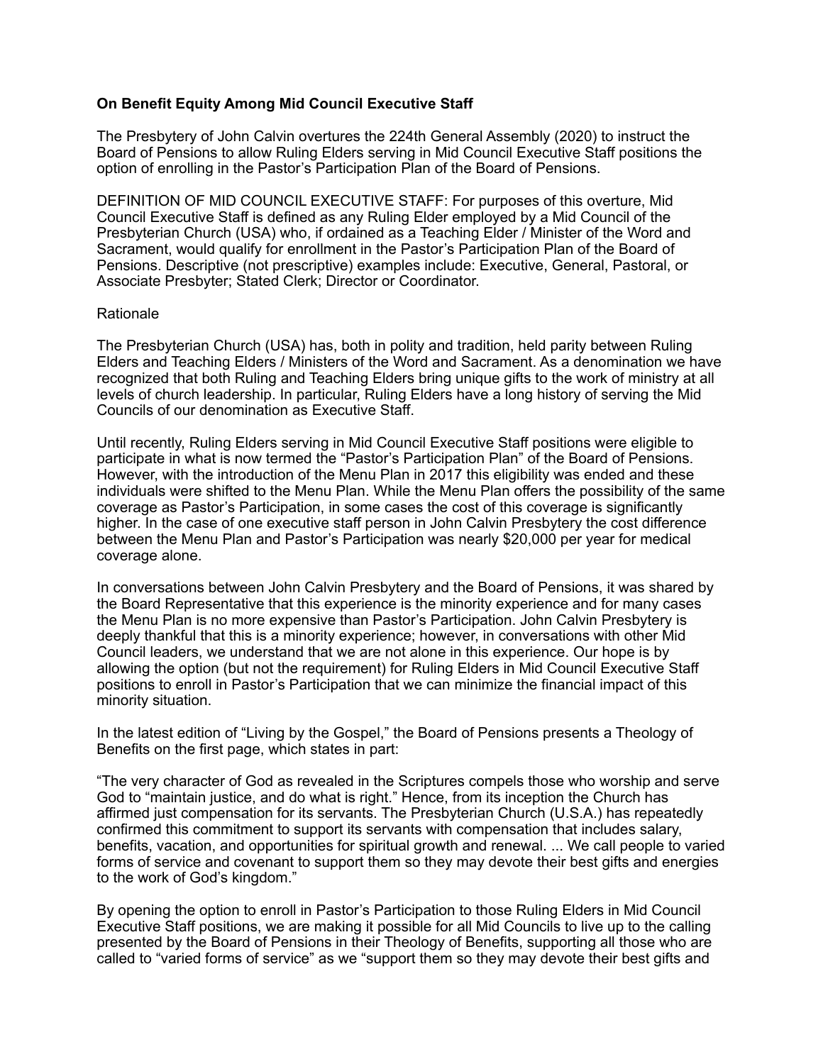**On Benefit Equity Among Mid Council Executive Staff**

The Presbytery of John Calvin overtures the 224th General Assembly (2020) to instruct the Board of Pensions to allow Ruling Elders serving in Mid Council Executive Staff positions the option of enrolling in the Pastor's Participation Plan of the Board of Pensions.

DEFINITION OF MID COUNCIL EXECUTIVE STAFF: For purposes of this overture, Mid Council Executive Staff is defined as any Ruling Elder employed by a Mid Council of the Presbyterian Church (USA) who, if ordained as a Teaching Elder / Minister of the Word and Sacrament, would qualify for enrollment in the Pastor's Participation Plan of the Board of Pensions. Descriptive (not prescriptive) examples include: Executive, General, Pastoral, or Associate Presbyter; Stated Clerk; Director or Coordinator.

Rationale

The Presbyterian Church (USA) has, both in polity and tradition, held parity between Ruling Elders and Teaching Elders / Ministers of the Word and Sacrament. As a denomination we have recognized that both Ruling and Teaching Elders bring unique gifts to the work of ministry at all levels of church leadership. In particular, Ruling Elders have a long history of serving the Mid Councils of our denomination as Executive Staff.

Until recently, Ruling Elders serving in Mid Council Executive Staff positions were eligible to participate in what is now termed the "Pastor's Participation Plan" of the Board of Pensions. However, with the introduction of the Menu Plan in 2017 this eligibility was ended and these individuals were shifted to the Menu Plan. While the Menu Plan offers the possibility of the same coverage as Pastor's Participation, in some cases the cost of this coverage is significantly higher. In the case of one executive staff person in John Calvin Presbytery the cost difference between the Menu Plan and Pastor's Participation was nearly $20,000 per year for medical coverage alone.

In conversations between John Calvin Presbytery and the Board of Pensions, it was shared by the Board Representative that this experience is the minority experience and for many cases the Menu Plan is no more expensive than Pastor's Participation. John Calvin Presbytery is deeply thankful that this is a minority experience; however, in conversations with other Mid Council leaders, we understand that we are not alone in this experience. Our hope is by allowing the option (but not the requirement) for Ruling Elders in Mid Council Executive Staff positions to enroll in Pastor's Participation that we can minimize the financial impact of this minority situation.

In the latest edition of "Living by the Gospel," the Board of Pensions presents a Theology of Benefits on the first page, which states in part:

"The very character of God as revealed in the Scriptures compels those who worship and serve God to "maintain justice, and do what is right." Hence, from its inception the Church has affirmed just compensation for its servants. The Presbyterian Church (U.S.A.) has repeatedly confirmed this commitment to support its servants with compensation that includes salary, benefits, vacation, and opportunities for spiritual growth and renewal. ... We call people to varied forms of service and covenant to support them so they may devote their best gifts and energies to the work of God's kingdom."

By opening the option to enroll in Pastor's Participation to those Ruling Elders in Mid Council Executive Staff positions, we are making it possible for all Mid Councils to live up to the calling presented by the Board of Pensions in their Theology of Benefits, supporting all those who are called to "varied forms of service" as we "support them so they may devote their best gifts and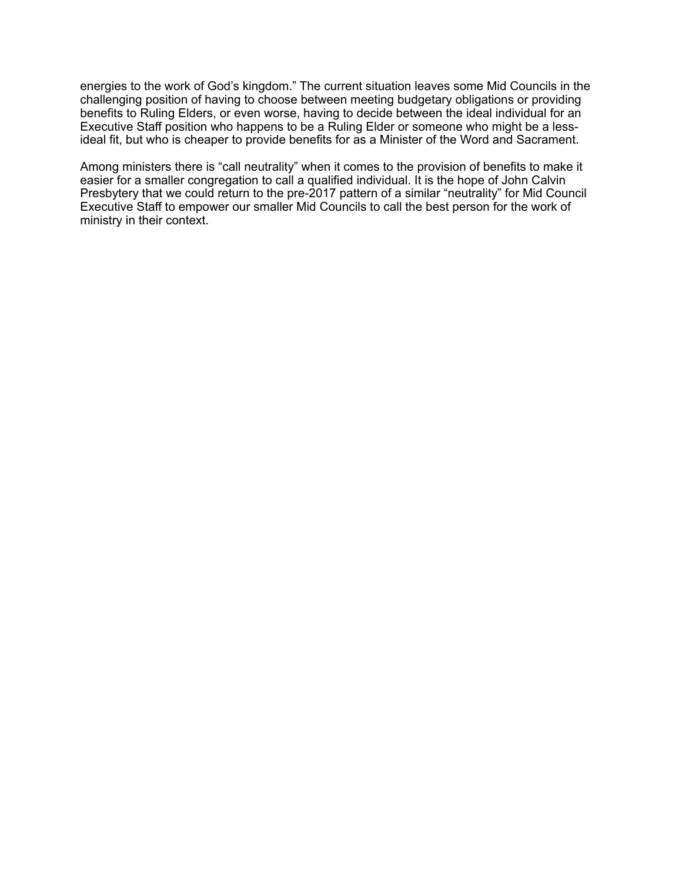energies to the work of God's kingdom." The current situation leaves some Mid Councils in the challenging position of having to choose between meeting budgetary obligations or providing benefits to Ruling Elders, or even worse, having to decide between the ideal individual for an Executive Staff position who happens to be a Ruling Elder or someone who might be a less-ideal fit, but who is cheaper to provide benefits for as a Minister of the Word and Sacrament.

Among ministers there is "call neutrality" when it comes to the provision of benefits to make it easier for a smaller congregation to call a qualified individual. It is the hope of John Calvin Presbytery that we could return to the pre-2017 pattern of a similar "neutrality" for Mid Council Executive Staff to empower our smaller Mid Councils to call the best person for the work of ministry in their context.